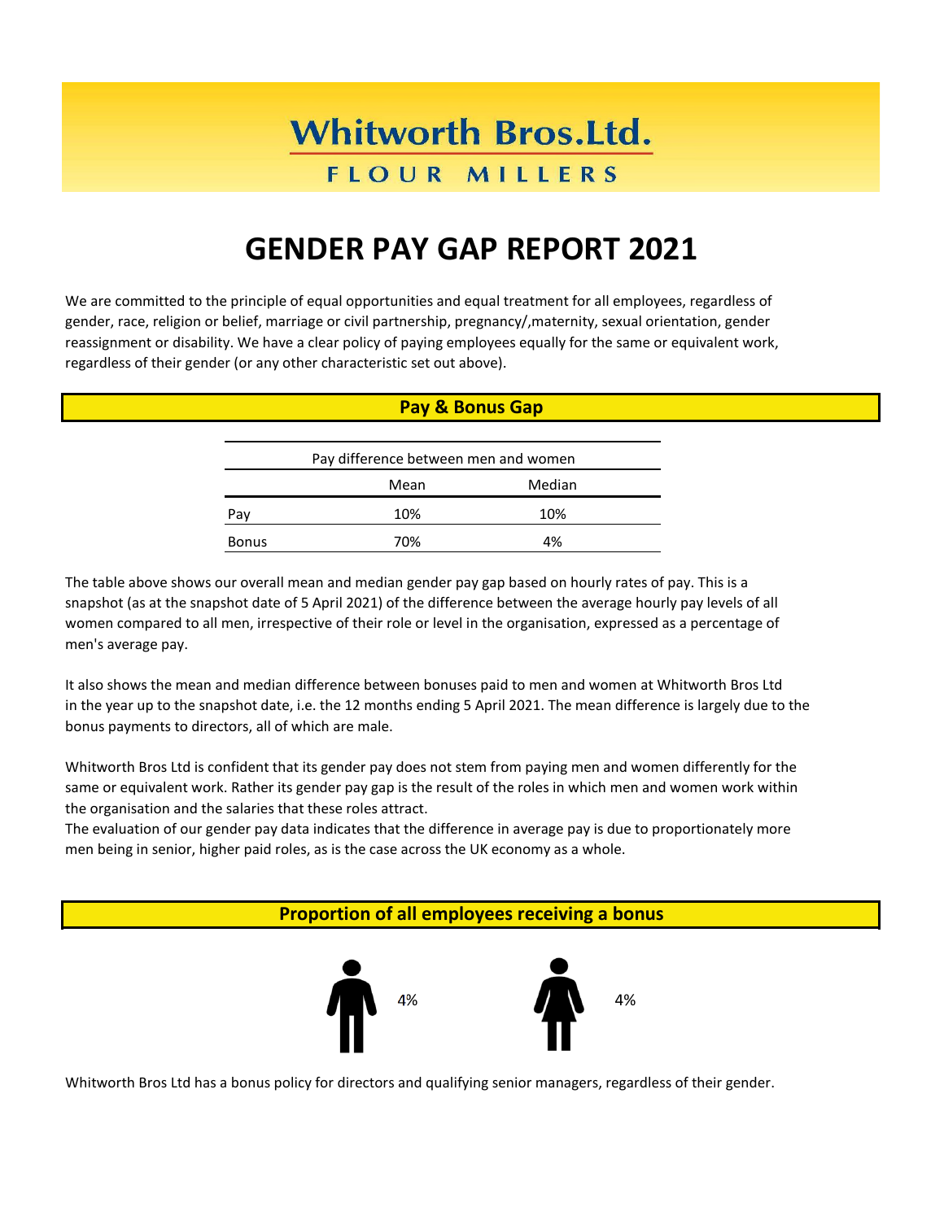# Whitworth Bros.Ltd.

**FLOUR MILLERS**

# GENDER PAY GAP REPORT 2021

We are committed to the principle of equal opportunities and equal treatment for all employees, regardless of gender, race, religion or belief, marriage or civil partnership, pregnancy/,maternity, sexual orientation, gender reassignment or disability. We have a clear policy of paying employees equally for the same or equivalent work, regardless of their gender (or any other characteristic set out above).

## Pay & Bonus Gap

| Pay difference between men and women | | |
|---|---|---|
| | Mean | Median |
| Pay | 10% | 10% |
| Bonus | 70% | 4% |

The table above shows our overall mean and median gender pay gap based on hourly rates of pay. This is a snapshot (as at the snapshot date of 5 April 2021) of the difference between the average hourly pay levels of all women compared to all men, irrespective of their role or level in the organisation, expressed as a percentage of men's average pay.

It also shows the mean and median difference between bonuses paid to men and women at Whitworth Bros Ltd in the year up to the snapshot date, i.e. the 12 months ending 5 April 2021. The mean difference is largely due to the bonus payments to directors, all of which are male.

Whitworth Bros Ltd is confident that its gender pay does not stem from paying men and women differently for the same or equivalent work. Rather its gender pay gap is the result of the roles in which men and women work within the organisation and the salaries that these roles attract.
The evaluation of our gender pay data indicates that the difference in average pay is due to proportionately more men being in senior, higher paid roles, as is the case across the UK economy as a whole.

## Proportion of all employees receiving a bonus

Men: 4%

Women: 4%

Whitworth Bros Ltd has a bonus policy for directors and qualifying senior managers, regardless of their gender.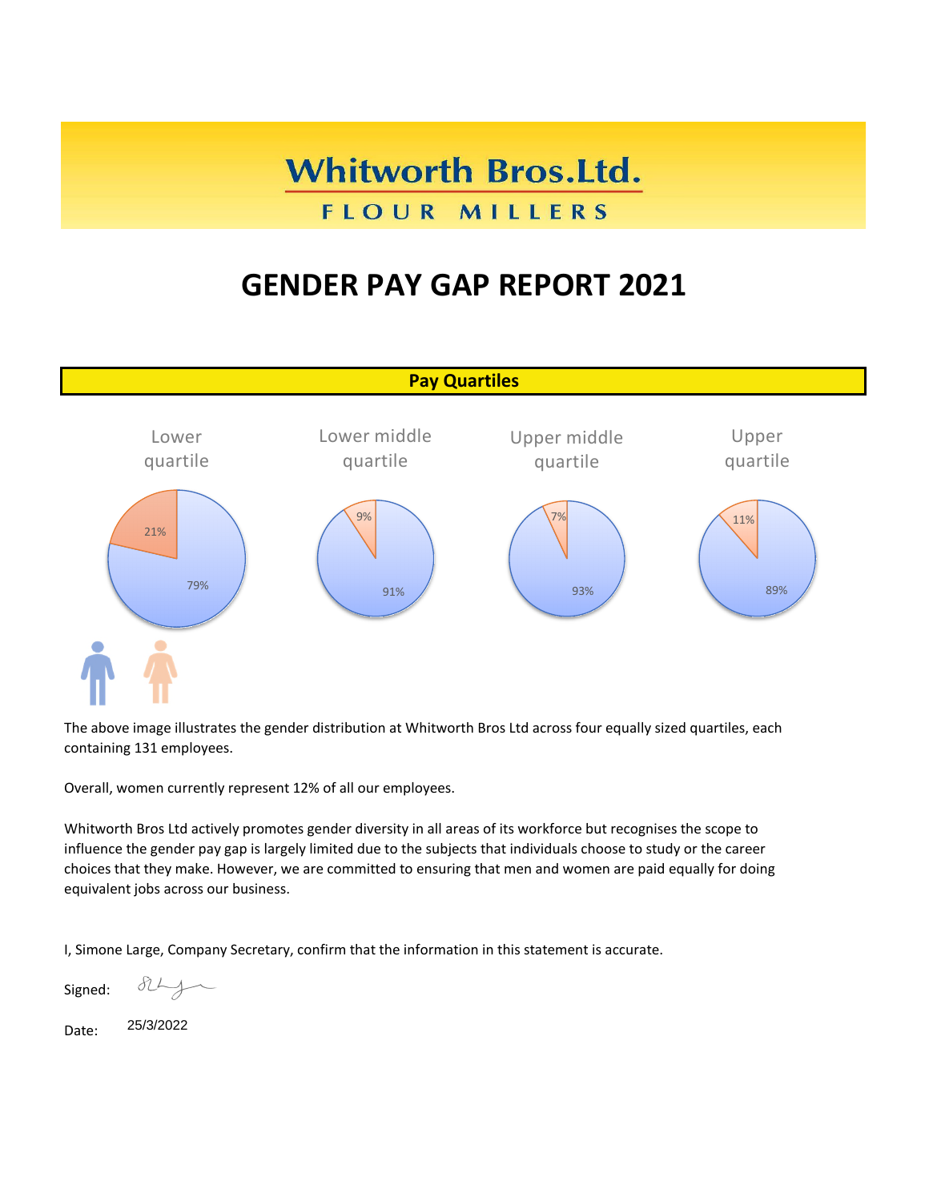# Whitworth Bros.Ltd.

FLOUR MILLERS

# GENDER PAY GAP REPORT 2021

## Pay Quartiles

Lower quartile

21%

79%

Lower middle quartile

9%

91%

Upper middle quartile

7%

93%

Upper quartile

11%

89%

The above image illustrates the gender distribution at Whitworth Bros Ltd across four equally sized quartiles, each containing 131 employees.

Overall, women currently represent 12% of all our employees.

Whitworth Bros Ltd actively promotes gender diversity in all areas of its workforce but recognises the scope to influence the gender pay gap is largely limited due to the subjects that individuals choose to study or the career choices that they make. However, we are committed to ensuring that men and women are paid equally for doing equivalent jobs across our business.

I, Simone Large, Company Secretary, confirm that the information in this statement is accurate.

Signed:

Date: 25/3/2022